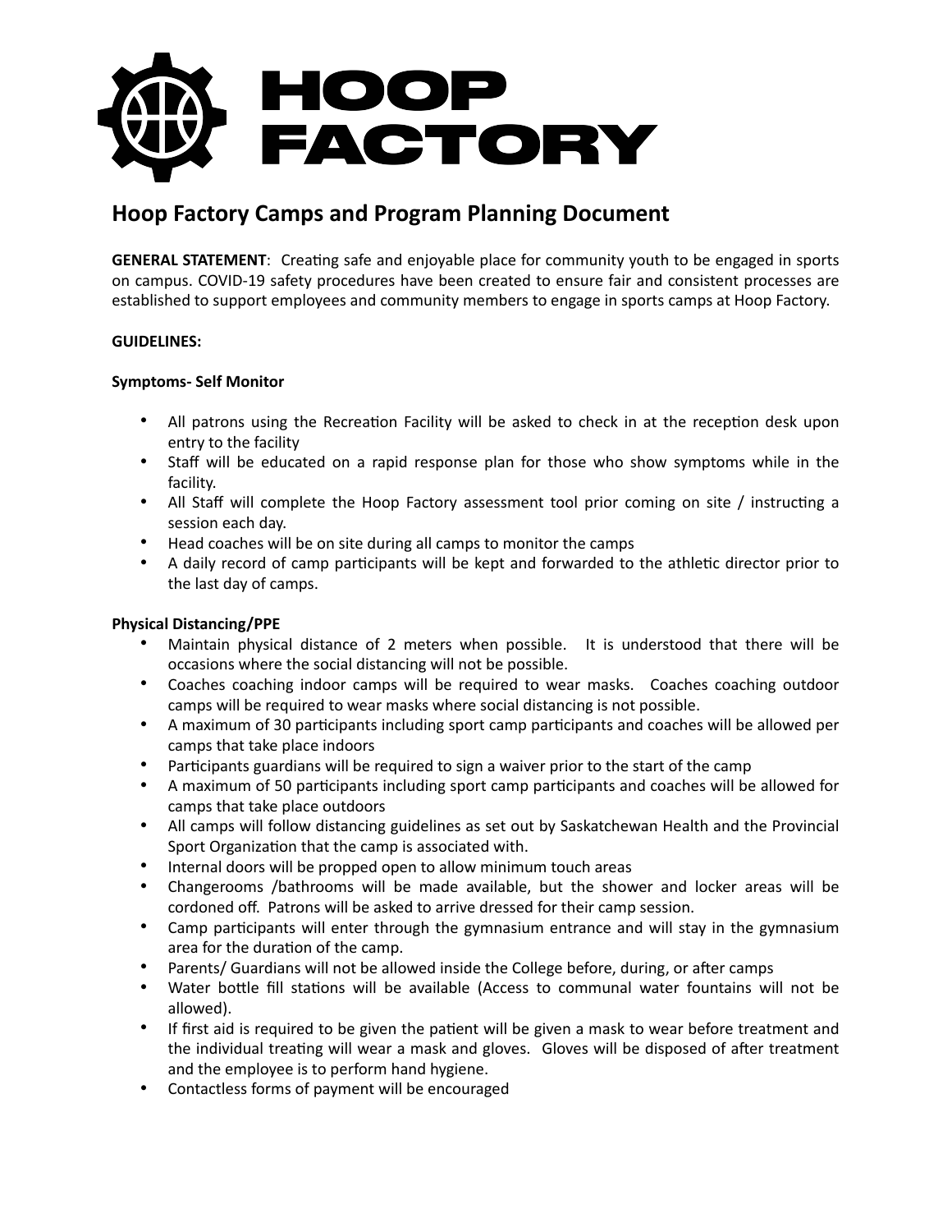# HOOP FACTORY

## Hoop Factory Camps and Program Planning Document

**GENERAL STATEMENT**: Creating safe and enjoyable place for community youth to be engaged in sports on campus. COVID-19 safety procedures have been created to ensure fair and consistent processes are established to support employees and community members to engage in sports camps at Hoop Factory.

**GUIDELINES:**

**Symptoms- Self Monitor**

- All patrons using the Recreation Facility will be asked to check in at the reception desk upon entry to the facility
- Staff will be educated on a rapid response plan for those who show symptoms while in the facility.
- All Staff will complete the Hoop Factory assessment tool prior coming on site / instructing a session each day.
- Head coaches will be on site during all camps to monitor the camps
- A daily record of camp participants will be kept and forwarded to the athletic director prior to the last day of camps.

**Physical Distancing/PPE**

- Maintain physical distance of 2 meters when possible. It is understood that there will be occasions where the social distancing will not be possible.
- Coaches coaching indoor camps will be required to wear masks. Coaches coaching outdoor camps will be required to wear masks where social distancing is not possible.
- A maximum of 30 participants including sport camp participants and coaches will be allowed per camps that take place indoors
- Participants guardians will be required to sign a waiver prior to the start of the camp
- A maximum of 50 participants including sport camp participants and coaches will be allowed for camps that take place outdoors
- All camps will follow distancing guidelines as set out by Saskatchewan Health and the Provincial Sport Organization that the camp is associated with.
- Internal doors will be propped open to allow minimum touch areas
- Changerooms /bathrooms will be made available, but the shower and locker areas will be cordoned off. Patrons will be asked to arrive dressed for their camp session.
- Camp participants will enter through the gymnasium entrance and will stay in the gymnasium area for the duration of the camp.
- Parents/ Guardians will not be allowed inside the College before, during, or after camps
- Water bottle fill stations will be available (Access to communal water fountains will not be allowed).
- If first aid is required to be given the patient will be given a mask to wear before treatment and the individual treating will wear a mask and gloves. Gloves will be disposed of after treatment and the employee is to perform hand hygiene.
- Contactless forms of payment will be encouraged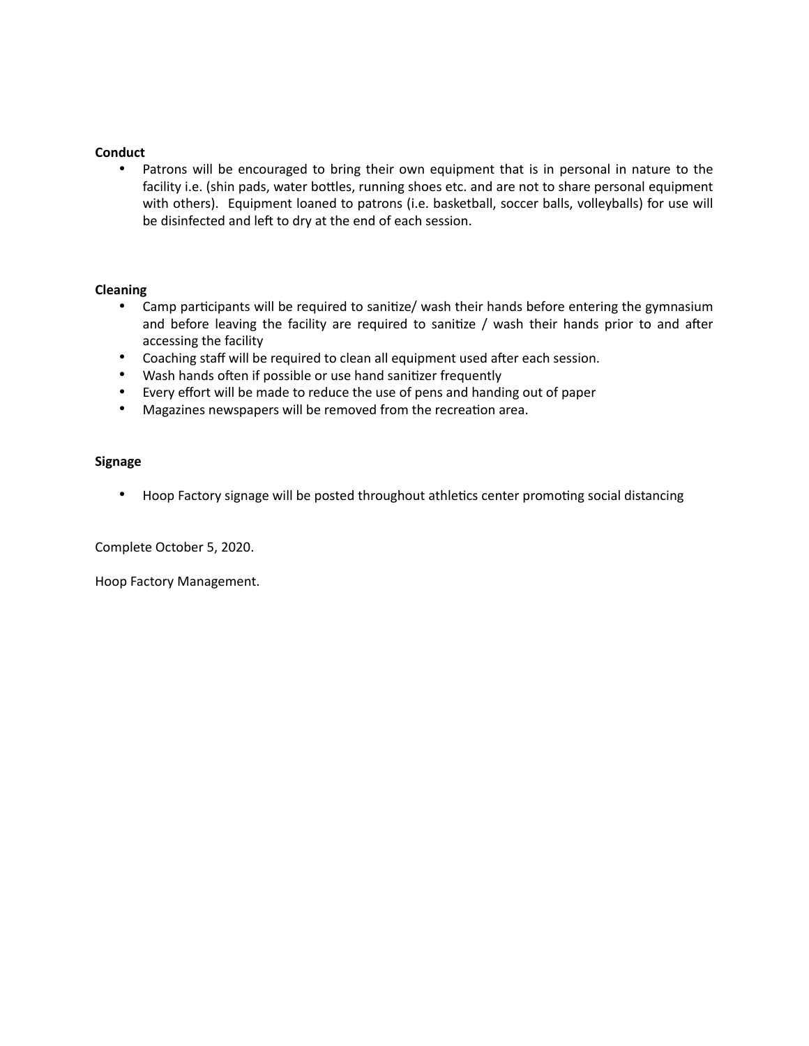**Conduct**

- Patrons will be encouraged to bring their own equipment that is in personal in nature to the facility i.e. (shin pads, water bottles, running shoes etc. and are not to share personal equipment with others). Equipment loaned to patrons (i.e. basketball, soccer balls, volleyballs) for use will be disinfected and left to dry at the end of each session.

**Cleaning**

- Camp participants will be required to sanitize/ wash their hands before entering the gymnasium and before leaving the facility are required to sanitize / wash their hands prior to and after accessing the facility
- Coaching staff will be required to clean all equipment used after each session.
- Wash hands often if possible or use hand sanitizer frequently
- Every effort will be made to reduce the use of pens and handing out of paper
- Magazines newspapers will be removed from the recreation area.

**Signage**

- Hoop Factory signage will be posted throughout athletics center promoting social distancing

Complete October 5, 2020.

Hoop Factory Management.